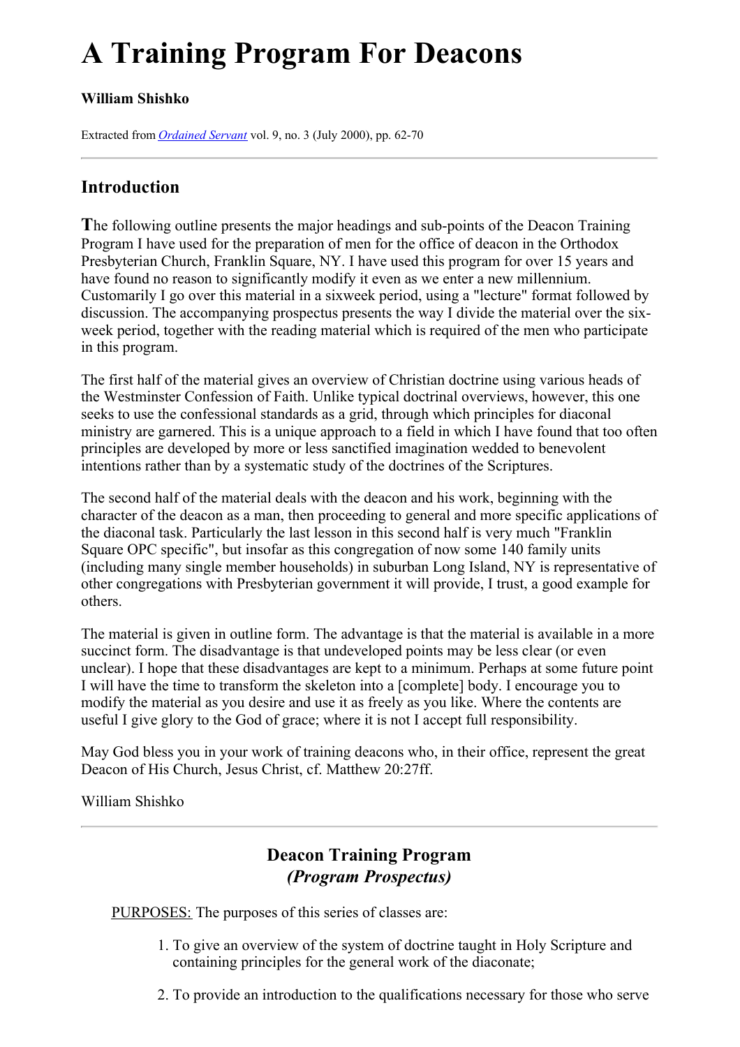# A Training Program For Deacons

**William Shishko**

Extracted from *Ordained Servant* vol. 9, no. 3 (July 2000), pp. 62-70

---

## Introduction

**T**he following outline presents the major headings and sub-points of the Deacon Training Program I have used for the preparation of men for the office of deacon in the Orthodox Presbyterian Church, Franklin Square, NY. I have used this program for over 15 years and have found no reason to significantly modify it even as we enter a new millennium. Customarily I go over this material in a sixweek period, using a "lecture" format followed by discussion. The accompanying prospectus presents the way I divide the material over the six-week period, together with the reading material which is required of the men who participate in this program.

The first half of the material gives an overview of Christian doctrine using various heads of the Westminster Confession of Faith. Unlike typical doctrinal overviews, however, this one seeks to use the confessional standards as a grid, through which principles for diaconal ministry are garnered. This is a unique approach to a field in which I have found that too often principles are developed by more or less sanctified imagination wedded to benevolent intentions rather than by a systematic study of the doctrines of the Scriptures.

The second half of the material deals with the deacon and his work, beginning with the character of the deacon as a man, then proceeding to general and more specific applications of the diaconal task. Particularly the last lesson in this second half is very much "Franklin Square OPC specific", but insofar as this congregation of now some 140 family units (including many single member households) in suburban Long Island, NY is representative of other congregations with Presbyterian government it will provide, I trust, a good example for others.

The material is given in outline form. The advantage is that the material is available in a more succinct form. The disadvantage is that undeveloped points may be less clear (or even unclear). I hope that these disadvantages are kept to a minimum. Perhaps at some future point I will have the time to transform the skeleton into a [complete] body. I encourage you to modify the material as you desire and use it as freely as you like. Where the contents are useful I give glory to the God of grace; where it is not I accept full responsibility.

May God bless you in your work of training deacons who, in their office, represent the great Deacon of His Church, Jesus Christ, cf. Matthew 20:27ff.

William Shishko

---

### Deacon Training Program
### *(Program Prospectus)*

PURPOSES: The purposes of this series of classes are:

1. To give an overview of the system of doctrine taught in Holy Scripture and containing principles for the general work of the diaconate;
2. To provide an introduction to the qualifications necessary for those who serve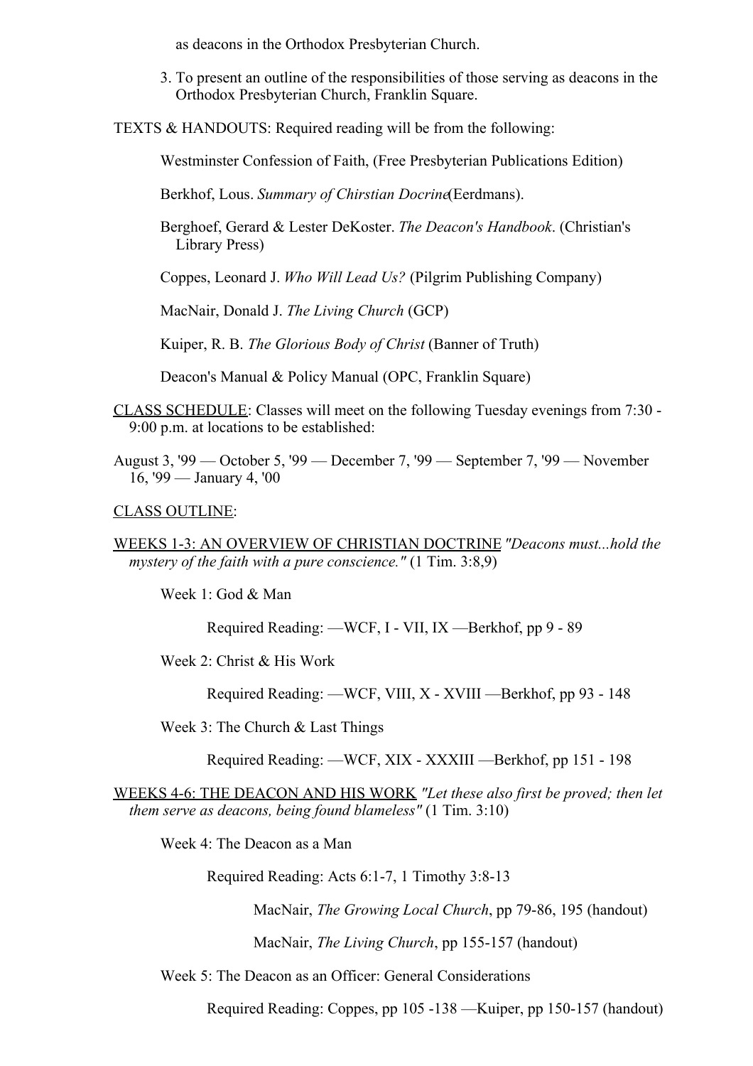as deacons in the Orthodox Presbyterian Church.

3. To present an outline of the responsibilities of those serving as deacons in the Orthodox Presbyterian Church, Franklin Square.

TEXTS & HANDOUTS: Required reading will be from the following:

Westminster Confession of Faith, (Free Presbyterian Publications Edition)

Berkhof, Lous. *Summary of Chirstian Docrine*(Eerdmans).

Berghoef, Gerard & Lester DeKoster. *The Deacon's Handbook*. (Christian's Library Press)

Coppes, Leonard J. *Who Will Lead Us?* (Pilgrim Publishing Company)

MacNair, Donald J. *The Living Church* (GCP)

Kuiper, R. B. *The Glorious Body of Christ* (Banner of Truth)

Deacon's Manual & Policy Manual (OPC, Franklin Square)

<u>CLASS SCHEDULE</u>: Classes will meet on the following Tuesday evenings from 7:30 - 9:00 p.m. at locations to be established:

August 3, '99 — October 5, '99 — December 7, '99 — September 7, '99 — November 16, '99 — January 4, '00

<u>CLASS OUTLINE</u>:

<u>WEEKS 1-3: AN OVERVIEW OF CHRISTIAN DOCTRINE</u> *"Deacons must...hold the mystery of the faith with a pure conscience."* (1 Tim. 3:8,9)

Week 1: God & Man

Required Reading: —WCF, I - VII, IX —Berkhof, pp 9 - 89

Week 2: Christ & His Work

Required Reading: —WCF, VIII, X - XVIII —Berkhof, pp 93 - 148

Week 3: The Church & Last Things

Required Reading: —WCF, XIX - XXXIII —Berkhof, pp 151 - 198

<u>WEEKS 4-6: THE DEACON AND HIS WORK</u> *"Let these also first be proved; then let them serve as deacons, being found blameless"* (1 Tim. 3:10)

Week 4: The Deacon as a Man

Required Reading: Acts 6:1-7, 1 Timothy 3:8-13

MacNair, *The Growing Local Church*, pp 79-86, 195 (handout)

MacNair, *The Living Church*, pp 155-157 (handout)

Week 5: The Deacon as an Officer: General Considerations

Required Reading: Coppes, pp 105 -138 —Kuiper, pp 150-157 (handout)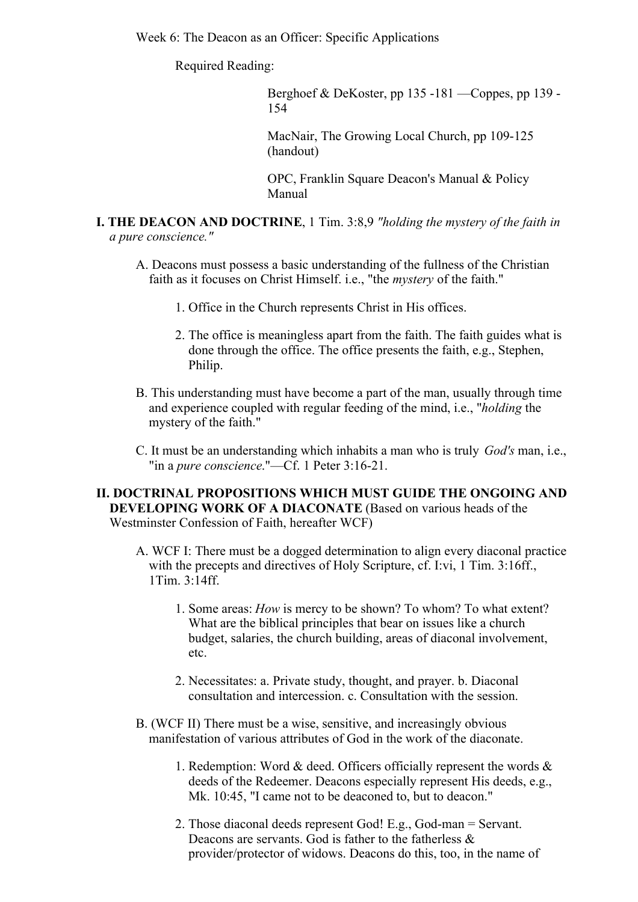Week 6: The Deacon as an Officer: Specific Applications

Required Reading:

Berghoef & DeKoster, pp 135 -181 —Coppes, pp 139 - 154

MacNair, The Growing Local Church, pp 109-125 (handout)

OPC, Franklin Square Deacon's Manual & Policy Manual

**I. THE DEACON AND DOCTRINE**, 1 Tim. 3:8,9 *"holding the mystery of the faith in a pure conscience."*

A. Deacons must possess a basic understanding of the fullness of the Christian faith as it focuses on Christ Himself. i.e., "the *mystery* of the faith."

1. Office in the Church represents Christ in His offices.

2. The office is meaningless apart from the faith. The faith guides what is done through the office. The office presents the faith, e.g., Stephen, Philip.

B. This understanding must have become a part of the man, usually through time and experience coupled with regular feeding of the mind, i.e., "*holding* the mystery of the faith."

C. It must be an understanding which inhabits a man who is truly *God's* man, i.e., "in a *pure conscience*."—Cf. 1 Peter 3:16-21.

**II. DOCTRINAL PROPOSITIONS WHICH MUST GUIDE THE ONGOING AND DEVELOPING WORK OF A DIACONATE** (Based on various heads of the Westminster Confession of Faith, hereafter WCF)

A. WCF I: There must be a dogged determination to align every diaconal practice with the precepts and directives of Holy Scripture, cf. I:vi, 1 Tim. 3:16ff., 1Tim. 3:14ff.

1. Some areas: *How* is mercy to be shown? To whom? To what extent? What are the biblical principles that bear on issues like a church budget, salaries, the church building, areas of diaconal involvement, etc.

2. Necessitates: a. Private study, thought, and prayer. b. Diaconal consultation and intercession. c. Consultation with the session.

B. (WCF II) There must be a wise, sensitive, and increasingly obvious manifestation of various attributes of God in the work of the diaconate.

1. Redemption: Word & deed. Officers officially represent the words & deeds of the Redeemer. Deacons especially represent His deeds, e.g., Mk. 10:45, "I came not to be deaconed to, but to deacon."

2. Those diaconal deeds represent God! E.g., God-man = Servant. Deacons are servants. God is father to the fatherless & provider/protector of widows. Deacons do this, too, in the name of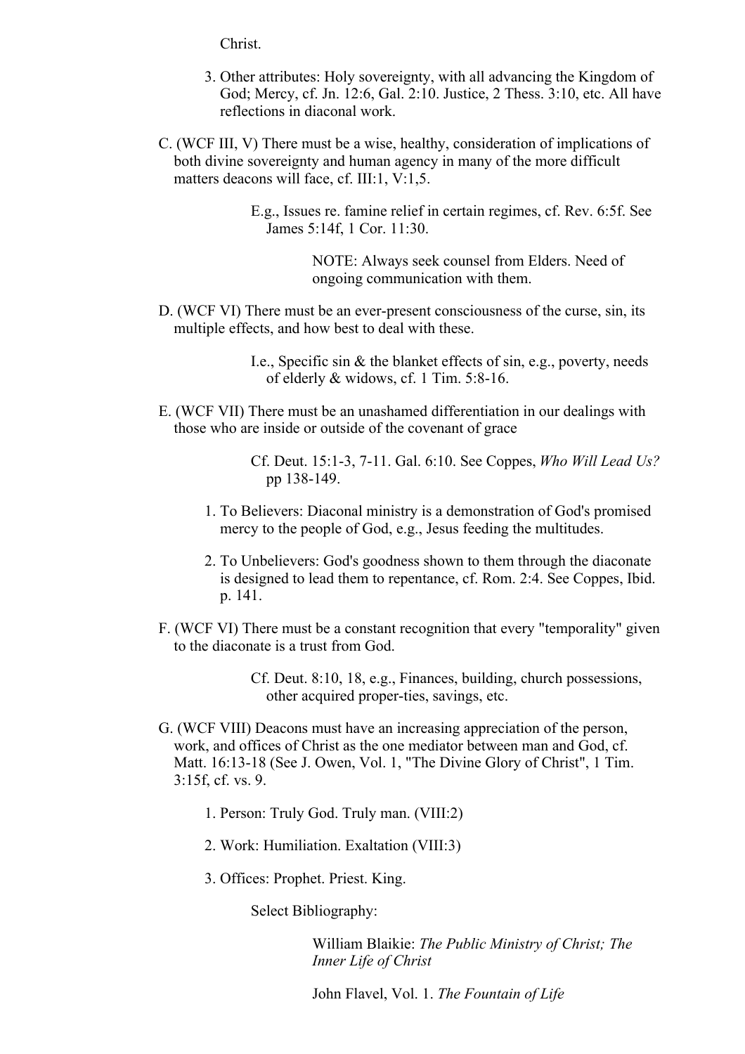Christ.

3. Other attributes: Holy sovereignty, with all advancing the Kingdom of God; Mercy, cf. Jn. 12:6, Gal. 2:10. Justice, 2 Thess. 3:10, etc. All have reflections in diaconal work.

C. (WCF III, V) There must be a wise, healthy, consideration of implications of both divine sovereignty and human agency in many of the more difficult matters deacons will face, cf. III:1, V:1,5.

> E.g., Issues re. famine relief in certain regimes, cf. Rev. 6:5f. See James 5:14f, 1 Cor. 11:30.
>
> > NOTE: Always seek counsel from Elders. Need of ongoing communication with them.

D. (WCF VI) There must be an ever-present consciousness of the curse, sin, its multiple effects, and how best to deal with these.

> I.e., Specific sin & the blanket effects of sin, e.g., poverty, needs of elderly & widows, cf. 1 Tim. 5:8-16.

E. (WCF VII) There must be an unashamed differentiation in our dealings with those who are inside or outside of the covenant of grace

> Cf. Deut. 15:1-3, 7-11. Gal. 6:10. See Coppes, *Who Will Lead Us?* pp 138-149.

1. To Believers: Diaconal ministry is a demonstration of God's promised mercy to the people of God, e.g., Jesus feeding the multitudes.
2. To Unbelievers: God's goodness shown to them through the diaconate is designed to lead them to repentance, cf. Rom. 2:4. See Coppes, Ibid. p. 141.

F. (WCF VI) There must be a constant recognition that every "temporality" given to the diaconate is a trust from God.

> Cf. Deut. 8:10, 18, e.g., Finances, building, church possessions, other acquired proper-ties, savings, etc.

G. (WCF VIII) Deacons must have an increasing appreciation of the person, work, and offices of Christ as the one mediator between man and God, cf. Matt. 16:13-18 (See J. Owen, Vol. 1, "The Divine Glory of Christ", 1 Tim. 3:15f, cf. vs. 9.

1. Person: Truly God. Truly man. (VIII:2)
2. Work: Humiliation. Exaltation (VIII:3)
3. Offices: Prophet. Priest. King.

> Select Bibliography:
>
> > William Blaikie: *The Public Ministry of Christ; The Inner Life of Christ*
> >
> > John Flavel, Vol. 1. *The Fountain of Life*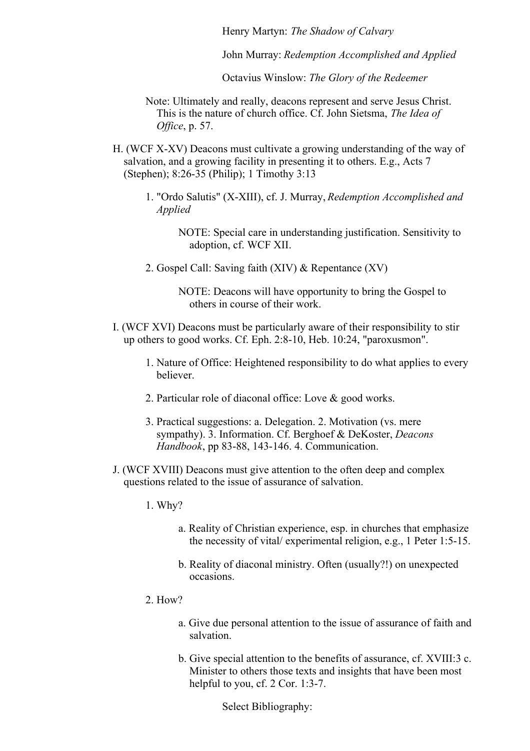Henry Martyn: *The Shadow of Calvary*

John Murray: *Redemption Accomplished and Applied*

Octavius Winslow: *The Glory of the Redeemer*

Note: Ultimately and really, deacons represent and serve Jesus Christ. This is the nature of church office. Cf. John Sietsma, *The Idea of Office*, p. 57.

H. (WCF X-XV) Deacons must cultivate a growing understanding of the way of salvation, and a growing facility in presenting it to others. E.g., Acts 7 (Stephen); 8:26-35 (Philip); 1 Timothy 3:13

1. "Ordo Salutis" (X-XIII), cf. J. Murray, *Redemption Accomplished and Applied*

    NOTE: Special care in understanding justification. Sensitivity to adoption, cf. WCF XII.

2. Gospel Call: Saving faith (XIV) & Repentance (XV)

    NOTE: Deacons will have opportunity to bring the Gospel to others in course of their work.

I. (WCF XVI) Deacons must be particularly aware of their responsibility to stir up others to good works. Cf. Eph. 2:8-10, Heb. 10:24, "paroxusmon".

1. Nature of Office: Heightened responsibility to do what applies to every believer.

2. Particular role of diaconal office: Love & good works.

3. Practical suggestions: a. Delegation. 2. Motivation (vs. mere sympathy). 3. Information. Cf. Berghoef & DeKoster, *Deacons Handbook*, pp 83-88, 143-146. 4. Communication.

J. (WCF XVIII) Deacons must give attention to the often deep and complex questions related to the issue of assurance of salvation.

1. Why?

    a. Reality of Christian experience, esp. in churches that emphasize the necessity of vital/ experimental religion, e.g., 1 Peter 1:5-15.

    b. Reality of diaconal ministry. Often (usually?!) on unexpected occasions.

2. How?

    a. Give due personal attention to the issue of assurance of faith and salvation.

    b. Give special attention to the benefits of assurance, cf. XVIII:3 c. Minister to others those texts and insights that have been most helpful to you, cf. 2 Cor. 1:3-7.

Select Bibliography: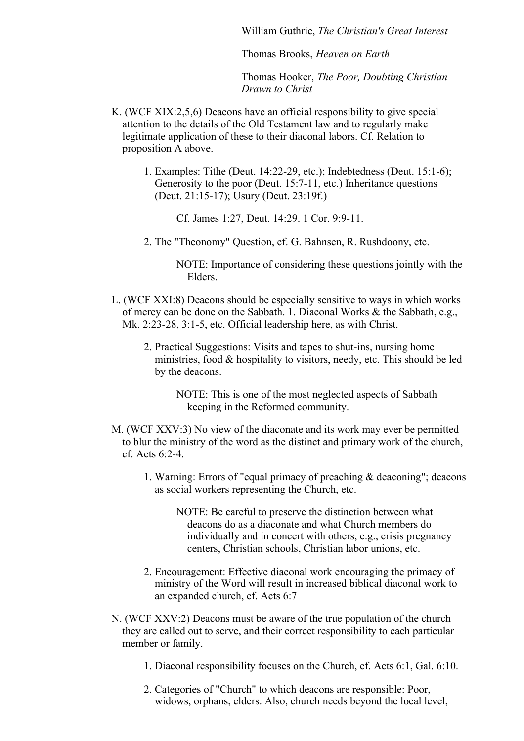William Guthrie, *The Christian's Great Interest*

Thomas Brooks, *Heaven on Earth*

Thomas Hooker, *The Poor, Doubting Christian Drawn to Christ*

K. (WCF XIX:2,5,6) Deacons have an official responsibility to give special attention to the details of the Old Testament law and to regularly make legitimate application of these to their diaconal labors. Cf. Relation to proposition A above.

1. Examples: Tithe (Deut. 14:22-29, etc.); Indebtedness (Deut. 15:1-6); Generosity to the poor (Deut. 15:7-11, etc.) Inheritance questions (Deut. 21:15-17); Usury (Deut. 23:19f.)

   Cf. James 1:27, Deut. 14:29. 1 Cor. 9:9-11.

2. The "Theonomy" Question, cf. G. Bahnsen, R. Rushdoony, etc.

   NOTE: Importance of considering these questions jointly with the Elders.

L. (WCF XXI:8) Deacons should be especially sensitive to ways in which works of mercy can be done on the Sabbath. 1. Diaconal Works & the Sabbath, e.g., Mk. 2:23-28, 3:1-5, etc. Official leadership here, as with Christ.

2. Practical Suggestions: Visits and tapes to shut-ins, nursing home ministries, food & hospitality to visitors, needy, etc. This should be led by the deacons.

   NOTE: This is one of the most neglected aspects of Sabbath keeping in the Reformed community.

M. (WCF XXV:3) No view of the diaconate and its work may ever be permitted to blur the ministry of the word as the distinct and primary work of the church, cf. Acts 6:2-4.

1. Warning: Errors of "equal primacy of preaching & deaconing"; deacons as social workers representing the Church, etc.

   NOTE: Be careful to preserve the distinction between what deacons do as a diaconate and what Church members do individually and in concert with others, e.g., crisis pregnancy centers, Christian schools, Christian labor unions, etc.

2. Encouragement: Effective diaconal work encouraging the primacy of ministry of the Word will result in increased biblical diaconal work to an expanded church, cf. Acts 6:7

N. (WCF XXV:2) Deacons must be aware of the true population of the church they are called out to serve, and their correct responsibility to each particular member or family.

1. Diaconal responsibility focuses on the Church, cf. Acts 6:1, Gal. 6:10.

2. Categories of "Church" to which deacons are responsible: Poor, widows, orphans, elders. Also, church needs beyond the local level,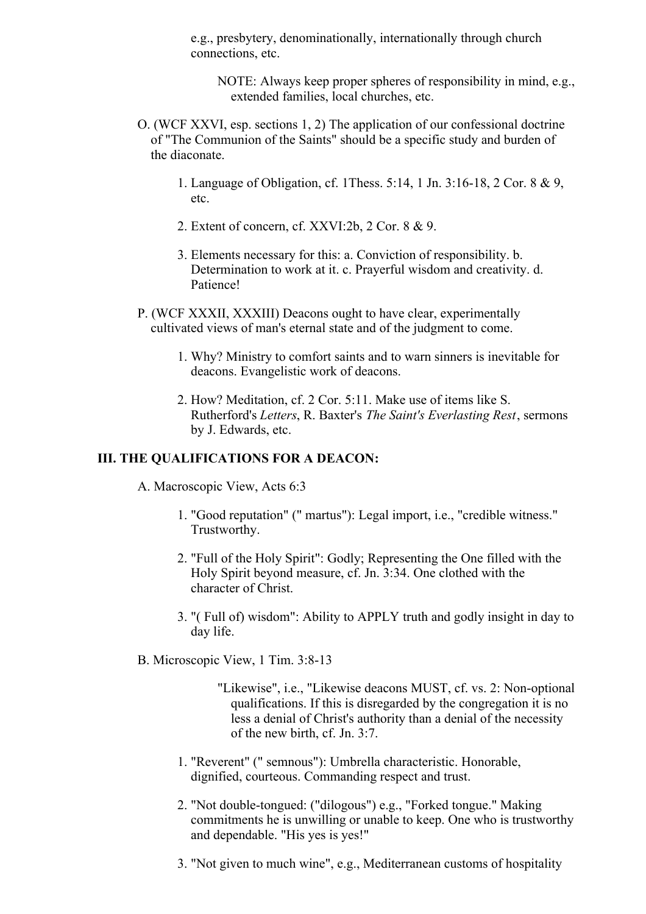e.g., presbytery, denominationally, internationally through church connections, etc.

NOTE: Always keep proper spheres of responsibility in mind, e.g., extended families, local churches, etc.

O. (WCF XXVI, esp. sections 1, 2) The application of our confessional doctrine of "The Communion of the Saints" should be a specific study and burden of the diaconate.

1. Language of Obligation, cf. 1Thess. 5:14, 1 Jn. 3:16-18, 2 Cor. 8 & 9, etc.

2. Extent of concern, cf. XXVI:2b, 2 Cor. 8 & 9.

3. Elements necessary for this: a. Conviction of responsibility. b. Determination to work at it. c. Prayerful wisdom and creativity. d. Patience!

P. (WCF XXXII, XXXIII) Deacons ought to have clear, experimentally cultivated views of man's eternal state and of the judgment to come.

1. Why? Ministry to comfort saints and to warn sinners is inevitable for deacons. Evangelistic work of deacons.

2. How? Meditation, cf. 2 Cor. 5:11. Make use of items like S. Rutherford's *Letters*, R. Baxter's *The Saint's Everlasting Rest*, sermons by J. Edwards, etc.

## III. THE QUALIFICATIONS FOR A DEACON:

A. Macroscopic View, Acts 6:3

1. "Good reputation" (" martus"): Legal import, i.e., "credible witness." Trustworthy.

2. "Full of the Holy Spirit": Godly; Representing the One filled with the Holy Spirit beyond measure, cf. Jn. 3:34. One clothed with the character of Christ.

3. "( Full of) wisdom": Ability to APPLY truth and godly insight in day to day life.

B. Microscopic View, 1 Tim. 3:8-13

"Likewise", i.e., "Likewise deacons MUST, cf. vs. 2: Non-optional qualifications. If this is disregarded by the congregation it is no less a denial of Christ's authority than a denial of the necessity of the new birth, cf. Jn. 3:7.

1. "Reverent" (" semnous"): Umbrella characteristic. Honorable, dignified, courteous. Commanding respect and trust.

2. "Not double-tongued: ("dilogous") e.g., "Forked tongue." Making commitments he is unwilling or unable to keep. One who is trustworthy and dependable. "His yes is yes!"

3. "Not given to much wine", e.g., Mediterranean customs of hospitality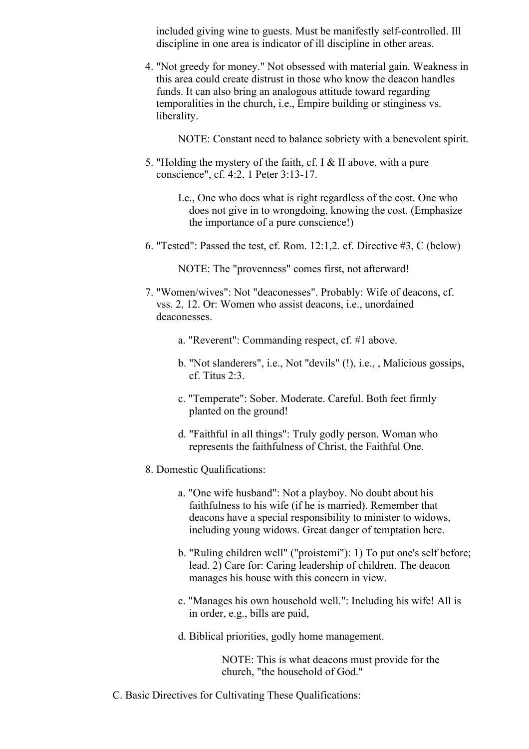included giving wine to guests. Must be manifestly self-controlled. Ill discipline in one area is indicator of ill discipline in other areas.

4. "Not greedy for money." Not obsessed with material gain. Weakness in this area could create distrust in those who know the deacon handles funds. It can also bring an analogous attitude toward regarding temporalities in the church, i.e., Empire building or stinginess vs. liberality.

   NOTE: Constant need to balance sobriety with a benevolent spirit.

5. "Holding the mystery of the faith, cf. I & II above, with a pure conscience", cf. 4:2, 1 Peter 3:13-17.

   I.e., One who does what is right regardless of the cost. One who does not give in to wrongdoing, knowing the cost. (Emphasize the importance of a pure conscience!)

6. "Tested": Passed the test, cf. Rom. 12:1,2. cf. Directive #3, C (below)

   NOTE: The "provenness" comes first, not afterward!

7. "Women/wives": Not "deaconesses". Probably: Wife of deacons, cf. vss. 2, 12. Or: Women who assist deacons, i.e., unordained deaconesses.

   a. "Reverent": Commanding respect, cf. #1 above.

   b. "Not slanderers", i.e., Not "devils" (!), i.e., , Malicious gossips, cf. Titus 2:3.

   c. "Temperate": Sober. Moderate. Careful. Both feet firmly planted on the ground!

   d. "Faithful in all things": Truly godly person. Woman who represents the faithfulness of Christ, the Faithful One.

8. Domestic Qualifications:

   a. "One wife husband": Not a playboy. No doubt about his faithfulness to his wife (if he is married). Remember that deacons have a special responsibility to minister to widows, including young widows. Great danger of temptation here.

   b. "Ruling children well" ("proistemi"): 1) To put one's self before; lead. 2) Care for: Caring leadership of children. The deacon manages his house with this concern in view.

   c. "Manages his own household well.": Including his wife! All is in order, e.g., bills are paid,

   d. Biblical priorities, godly home management.

      NOTE: This is what deacons must provide for the church, "the household of God."

C. Basic Directives for Cultivating These Qualifications: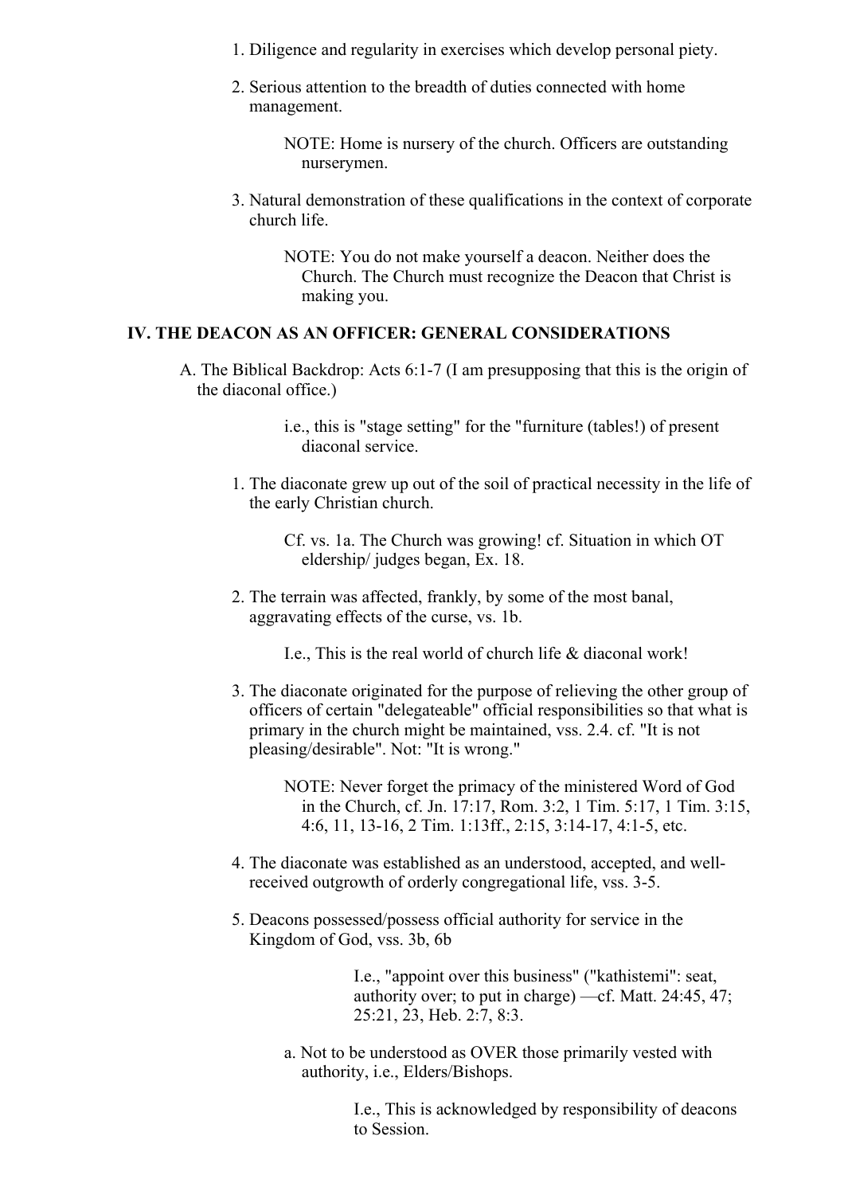1. Diligence and regularity in exercises which develop personal piety.

2. Serious attention to the breadth of duties connected with home management.

   NOTE: Home is nursery of the church. Officers are outstanding nurserymen.

3. Natural demonstration of these qualifications in the context of corporate church life.

   NOTE: You do not make yourself a deacon. Neither does the Church. The Church must recognize the Deacon that Christ is making you.

## IV. THE DEACON AS AN OFFICER: GENERAL CONSIDERATIONS

A. The Biblical Backdrop: Acts 6:1-7 (I am presupposing that this is the origin of the diaconal office.)

   i.e., this is "stage setting" for the "furniture (tables!) of present diaconal service.

1. The diaconate grew up out of the soil of practical necessity in the life of the early Christian church.

   Cf. vs. 1a. The Church was growing! cf. Situation in which OT eldership/ judges began, Ex. 18.

2. The terrain was affected, frankly, by some of the most banal, aggravating effects of the curse, vs. 1b.

   I.e., This is the real world of church life & diaconal work!

3. The diaconate originated for the purpose of relieving the other group of officers of certain "delegateable" official responsibilities so that what is primary in the church might be maintained, vss. 2.4. cf. "It is not pleasing/desirable". Not: "It is wrong."

   NOTE: Never forget the primacy of the ministered Word of God in the Church, cf. Jn. 17:17, Rom. 3:2, 1 Tim. 5:17, 1 Tim. 3:15, 4:6, 11, 13-16, 2 Tim. 1:13ff., 2:15, 3:14-17, 4:1-5, etc.

4. The diaconate was established as an understood, accepted, and well-received outgrowth of orderly congregational life, vss. 3-5.

5. Deacons possessed/possess official authority for service in the Kingdom of God, vss. 3b, 6b

   I.e., "appoint over this business" ("kathistemi": seat, authority over; to put in charge) —cf. Matt. 24:45, 47; 25:21, 23, Heb. 2:7, 8:3.

   a. Not to be understood as OVER those primarily vested with authority, i.e., Elders/Bishops.

      I.e., This is acknowledged by responsibility of deacons to Session.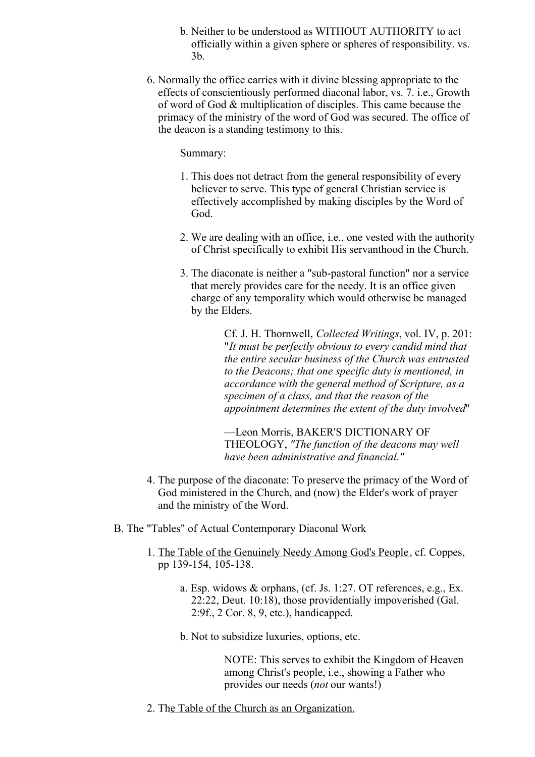b. Neither to be understood as WITHOUT AUTHORITY to act officially within a given sphere or spheres of responsibility. vs. 3b.

6. Normally the office carries with it divine blessing appropriate to the effects of conscientiously performed diaconal labor, vs. 7. i.e., Growth of word of God & multiplication of disciples. This came because the primacy of the ministry of the word of God was secured. The office of the deacon is a standing testimony to this.

   Summary:

   1. This does not detract from the general responsibility of every believer to serve. This type of general Christian service is effectively accomplished by making disciples by the Word of God.

   2. We are dealing with an office, i.e., one vested with the authority of Christ specifically to exhibit His servanthood in the Church.

   3. The diaconate is neither a "sub-pastoral function" nor a service that merely provides care for the needy. It is an office given charge of any temporality which would otherwise be managed by the Elders.

      Cf. J. H. Thornwell, *Collected Writings*, vol. IV, p. 201: "*It must be perfectly obvious to every candid mind that the entire secular business of the Church was entrusted to the Deacons; that one specific duty is mentioned, in accordance with the general method of Scripture, as a specimen of a class, and that the reason of the appointment determines the extent of the duty involved*"

      —Leon Morris, BAKER'S DICTIONARY OF THEOLOGY, *"The function of the deacons may well have been administrative and financial."*

4. The purpose of the diaconate: To preserve the primacy of the Word of God ministered in the Church, and (now) the Elder's work of prayer and the ministry of the Word.

B. The "Tables" of Actual Contemporary Diaconal Work

1. The Table of the Genuinely Needy Among God's People, cf. Coppes, pp 139-154, 105-138.

   a. Esp. widows & orphans, (cf. Js. 1:27. OT references, e.g., Ex. 22:22, Deut. 10:18), those providentially impoverished (Gal. 2:9f., 2 Cor. 8, 9, etc.), handicapped.

   b. Not to subsidize luxuries, options, etc.

      NOTE: This serves to exhibit the Kingdom of Heaven among Christ's people, i.e., showing a Father who provides our needs (*not* our wants!)

2. The Table of the Church as an Organization.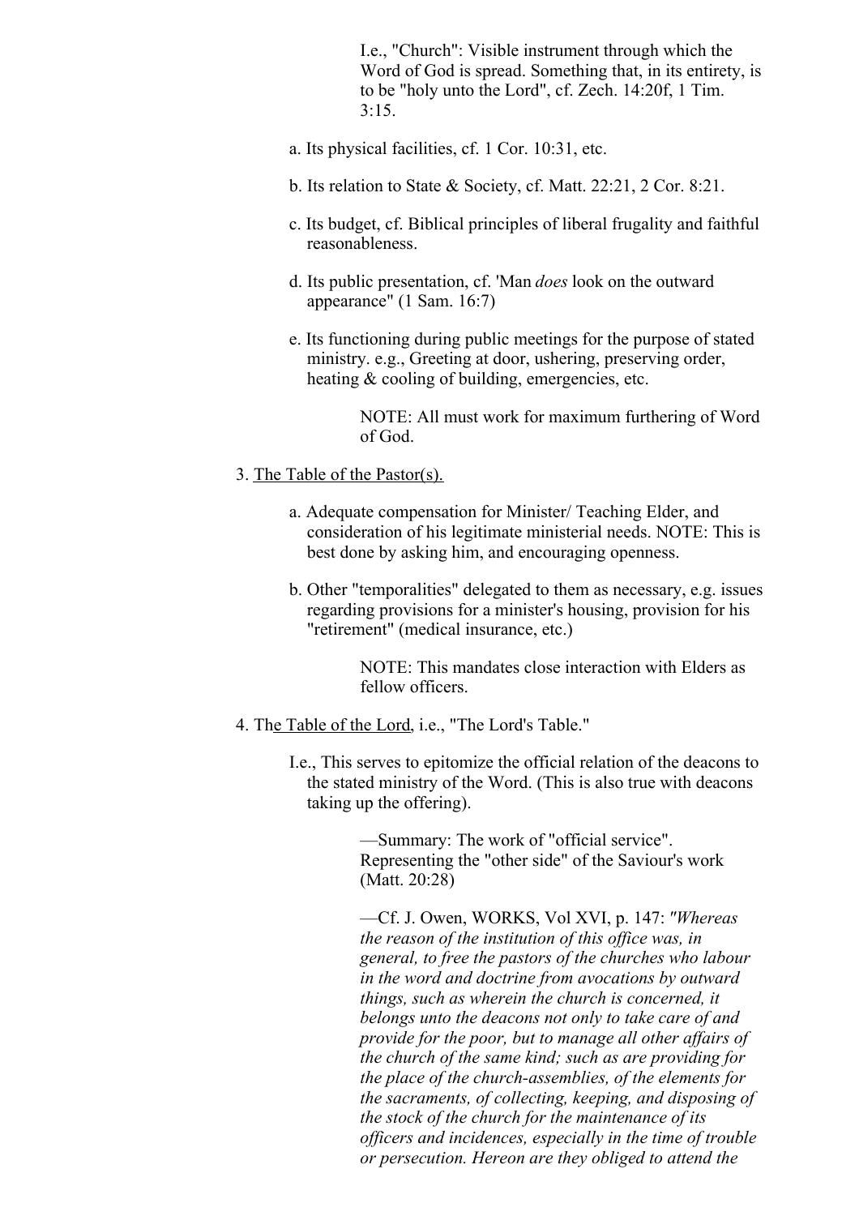I.e., "Church": Visible instrument through which the Word of God is spread. Something that, in its entirety, is to be "holy unto the Lord", cf. Zech. 14:20f, 1 Tim. 3:15.

a. Its physical facilities, cf. 1 Cor. 10:31, etc.

b. Its relation to State & Society, cf. Matt. 22:21, 2 Cor. 8:21.

c. Its budget, cf. Biblical principles of liberal frugality and faithful reasonableness.

d. Its public presentation, cf. 'Man *does* look on the outward appearance" (1 Sam. 16:7)

e. Its functioning during public meetings for the purpose of stated ministry. e.g., Greeting at door, ushering, preserving order, heating & cooling of building, emergencies, etc.

> NOTE: All must work for maximum furthering of Word of God.

3. <u>The Table of the Pastor(s).</u>

a. Adequate compensation for Minister/ Teaching Elder, and consideration of his legitimate ministerial needs. NOTE: This is best done by asking him, and encouraging openness.

b. Other "temporalities" delegated to them as necessary, e.g. issues regarding provisions for a minister's housing, provision for his "retirement" (medical insurance, etc.)

> NOTE: This mandates close interaction with Elders as fellow officers.

4. The <u>Table of the Lord</u>, i.e., "The Lord's Table."

I.e., This serves to epitomize the official relation of the deacons to the stated ministry of the Word. (This is also true with deacons taking up the offering).

> —Summary: The work of "official service". Representing the "other side" of the Saviour's work (Matt. 20:28)

> —Cf. J. Owen, WORKS, Vol XVI, p. 147: *"Whereas the reason of the institution of this office was, in general, to free the pastors of the churches who labour in the word and doctrine from avocations by outward things, such as wherein the church is concerned, it belongs unto the deacons not only to take care of and provide for the poor, but to manage all other affairs of the church of the same kind; such as are providing for the place of the church-assemblies, of the elements for the sacraments, of collecting, keeping, and disposing of the stock of the church for the maintenance of its officers and incidences, especially in the time of trouble or persecution. Hereon are they obliged to attend the*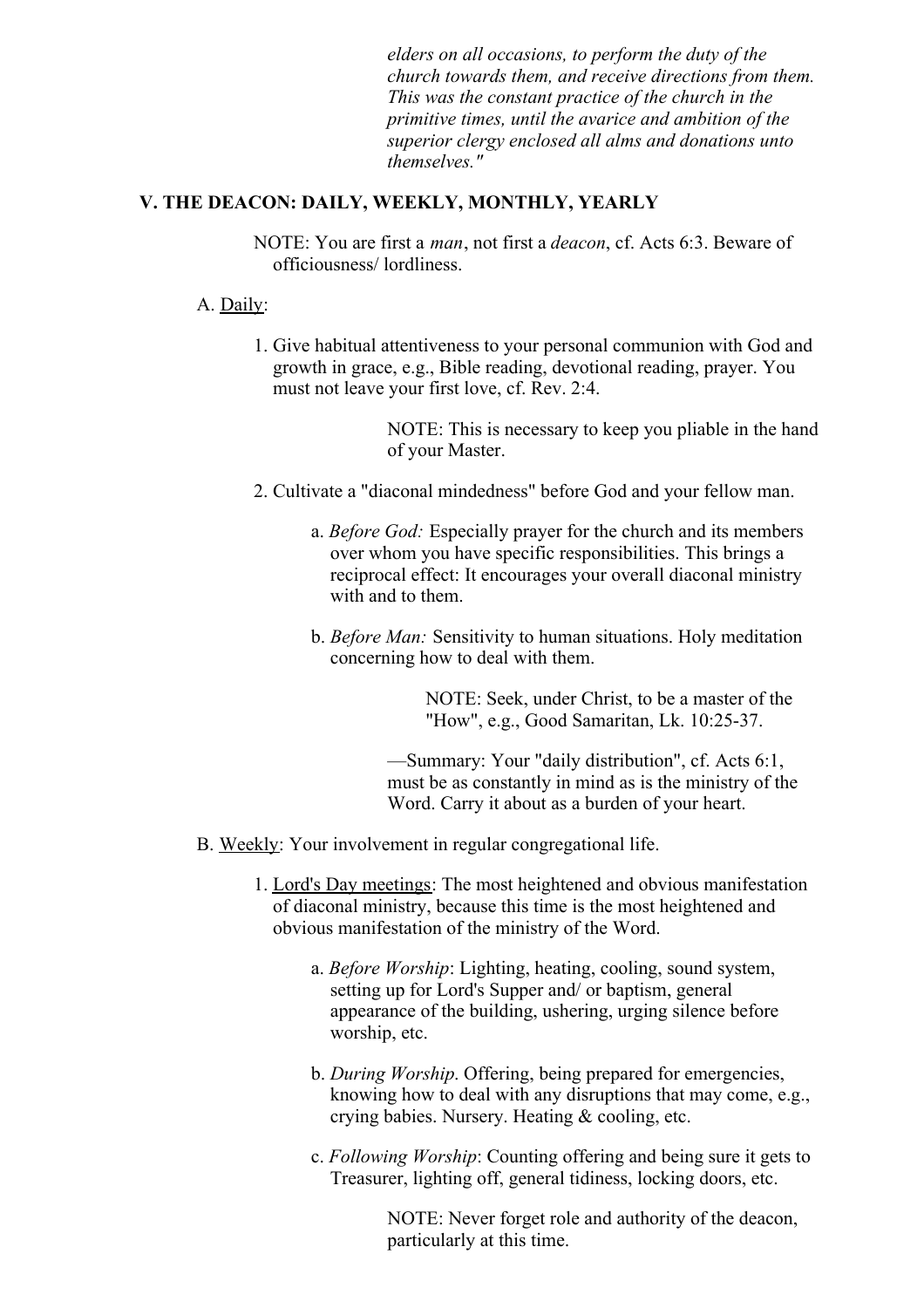*elders on all occasions, to perform the duty of the church towards them, and receive directions from them. This was the constant practice of the church in the primitive times, until the avarice and ambition of the superior clergy enclosed all alms and donations unto themselves."*

## V. THE DEACON: DAILY, WEEKLY, MONTHLY, YEARLY

NOTE: You are first a *man*, not first a *deacon*, cf. Acts 6:3. Beware of officiousness/ lordliness.

A. Daily:

1. Give habitual attentiveness to your personal communion with God and growth in grace, e.g., Bible reading, devotional reading, prayer. You must not leave your first love, cf. Rev. 2:4.

   NOTE: This is necessary to keep you pliable in the hand of your Master.

2. Cultivate a "diaconal mindedness" before God and your fellow man.

   a. *Before God:* Especially prayer for the church and its members over whom you have specific responsibilities. This brings a reciprocal effect: It encourages your overall diaconal ministry with and to them.

   b. *Before Man:* Sensitivity to human situations. Holy meditation concerning how to deal with them.

   NOTE: Seek, under Christ, to be a master of the "How", e.g., Good Samaritan, Lk. 10:25-37.

   —Summary: Your "daily distribution", cf. Acts 6:1, must be as constantly in mind as is the ministry of the Word. Carry it about as a burden of your heart.

B. Weekly: Your involvement in regular congregational life.

1. Lord's Day meetings: The most heightened and obvious manifestation of diaconal ministry, because this time is the most heightened and obvious manifestation of the ministry of the Word.

   a. *Before Worship*: Lighting, heating, cooling, sound system, setting up for Lord's Supper and/ or baptism, general appearance of the building, ushering, urging silence before worship, etc.

   b. *During Worship*. Offering, being prepared for emergencies, knowing how to deal with any disruptions that may come, e.g., crying babies. Nursery. Heating & cooling, etc.

   c. *Following Worship*: Counting offering and being sure it gets to Treasurer, lighting off, general tidiness, locking doors, etc.

   NOTE: Never forget role and authority of the deacon, particularly at this time.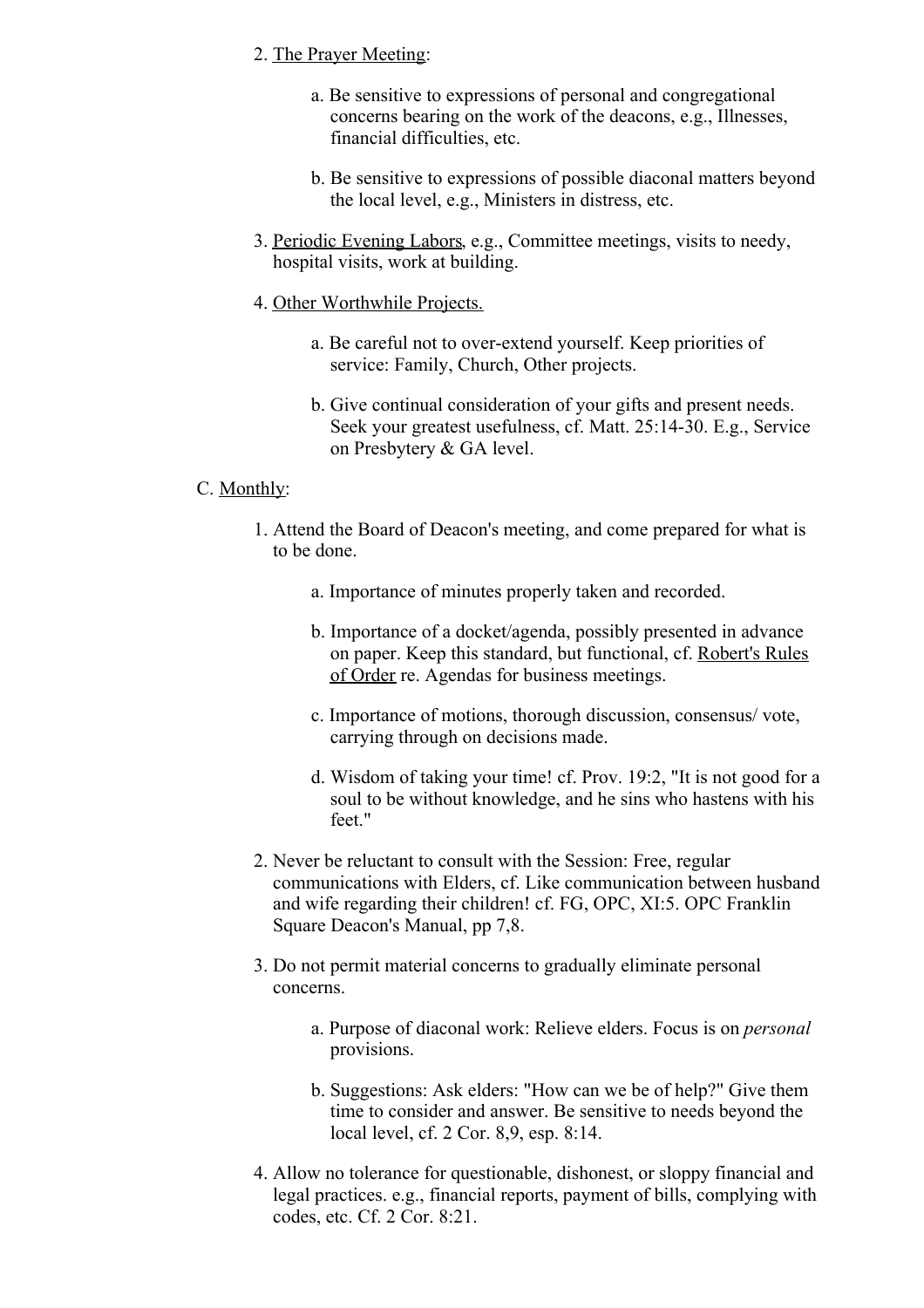2. <u>The Prayer Meeting</u>:

    a. Be sensitive to expressions of personal and congregational concerns bearing on the work of the deacons, e.g., Illnesses, financial difficulties, etc.

    b. Be sensitive to expressions of possible diaconal matters beyond the local level, e.g., Ministers in distress, etc.

3. <u>Periodic Evening Labors</u>, e.g., Committee meetings, visits to needy, hospital visits, work at building.

4. <u>Other Worthwhile Projects.</u>

    a. Be careful not to over-extend yourself. Keep priorities of service: Family, Church, Other projects.

    b. Give continual consideration of your gifts and present needs. Seek your greatest usefulness, cf. Matt. 25:14-30. E.g., Service on Presbytery & GA level.

C. <u>Monthly</u>:

1. Attend the Board of Deacon's meeting, and come prepared for what is to be done.

    a. Importance of minutes properly taken and recorded.

    b. Importance of a docket/agenda, possibly presented in advance on paper. Keep this standard, but functional, cf. <u>Robert's Rules of Order</u> re. Agendas for business meetings.

    c. Importance of motions, thorough discussion, consensus/ vote, carrying through on decisions made.

    d. Wisdom of taking your time! cf. Prov. 19:2, "It is not good for a soul to be without knowledge, and he sins who hastens with his feet."

2. Never be reluctant to consult with the Session: Free, regular communications with Elders, cf. Like communication between husband and wife regarding their children! cf. FG, OPC, XI:5. OPC Franklin Square Deacon's Manual, pp 7,8.

3. Do not permit material concerns to gradually eliminate personal concerns.

    a. Purpose of diaconal work: Relieve elders. Focus is on *personal* provisions.

    b. Suggestions: Ask elders: "How can we be of help?" Give them time to consider and answer. Be sensitive to needs beyond the local level, cf. 2 Cor. 8,9, esp. 8:14.

4. Allow no tolerance for questionable, dishonest, or sloppy financial and legal practices. e.g., financial reports, payment of bills, complying with codes, etc. Cf. 2 Cor. 8:21.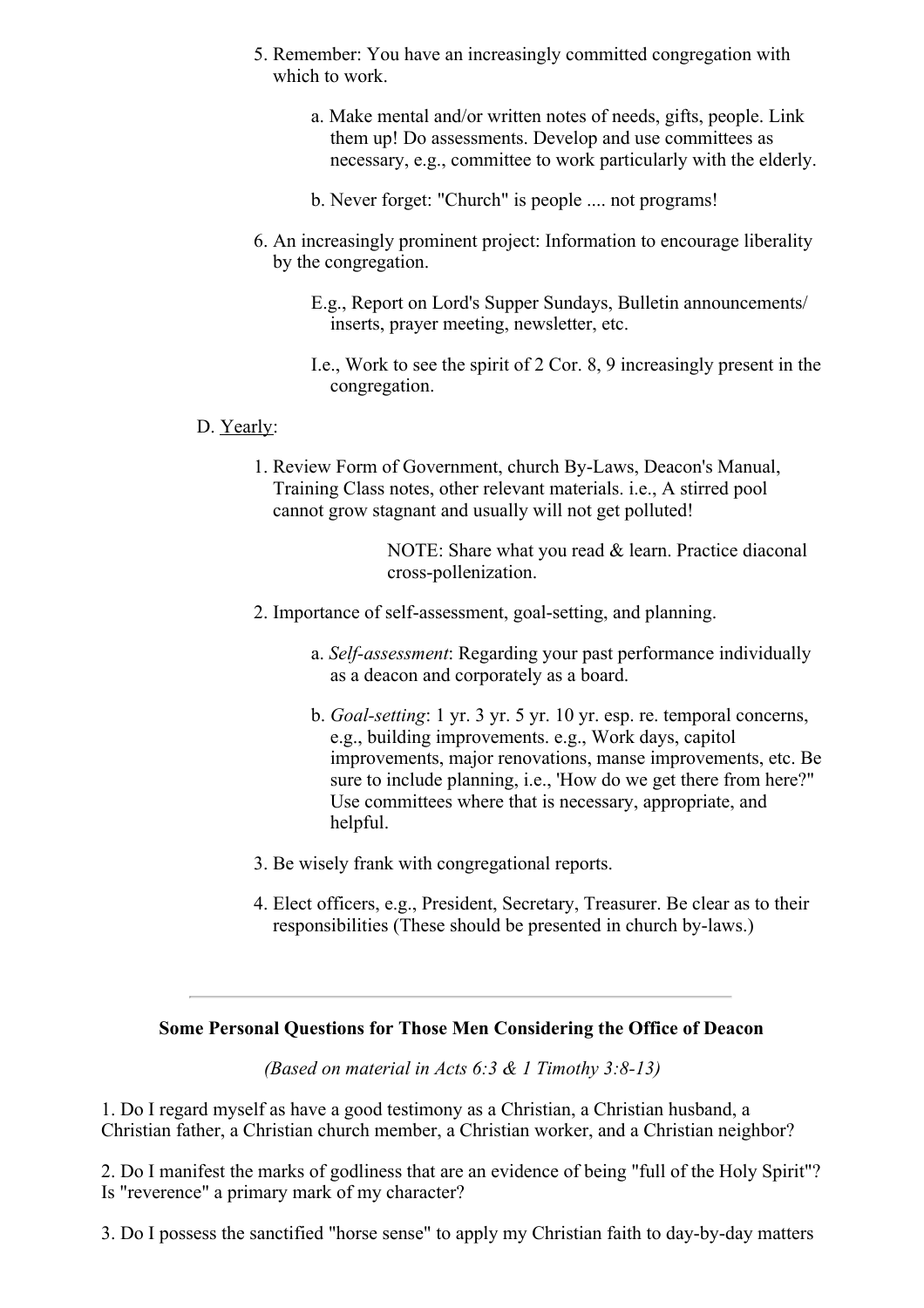5. Remember: You have an increasingly committed congregation with which to work.

    a. Make mental and/or written notes of needs, gifts, people. Link them up! Do assessments. Develop and use committees as necessary, e.g., committee to work particularly with the elderly.

    b. Never forget: "Church" is people .... not programs!

6. An increasingly prominent project: Information to encourage liberality by the congregation.

    E.g., Report on Lord's Supper Sundays, Bulletin announcements/ inserts, prayer meeting, newsletter, etc.

    I.e., Work to see the spirit of 2 Cor. 8, 9 increasingly present in the congregation.

D. Yearly:

1. Review Form of Government, church By-Laws, Deacon's Manual, Training Class notes, other relevant materials. i.e., A stirred pool cannot grow stagnant and usually will not get polluted!

    NOTE: Share what you read & learn. Practice diaconal cross-pollenization.

2. Importance of self-assessment, goal-setting, and planning.

    a. *Self-assessment*: Regarding your past performance individually as a deacon and corporately as a board.

    b. *Goal-setting*: 1 yr. 3 yr. 5 yr. 10 yr. esp. re. temporal concerns, e.g., building improvements. e.g., Work days, capitol improvements, major renovations, manse improvements, etc. Be sure to include planning, i.e., 'How do we get there from here?" Use committees where that is necessary, appropriate, and helpful.

3. Be wisely frank with congregational reports.

4. Elect officers, e.g., President, Secretary, Treasurer. Be clear as to their responsibilities (These should be presented in church by-laws.)

---

**Some Personal Questions for Those Men Considering the Office of Deacon**

*(Based on material in Acts 6:3 & 1 Timothy 3:8-13)*

1. Do I regard myself as have a good testimony as a Christian, a Christian husband, a Christian father, a Christian church member, a Christian worker, and a Christian neighbor?

2. Do I manifest the marks of godliness that are an evidence of being "full of the Holy Spirit"? Is "reverence" a primary mark of my character?

3. Do I possess the sanctified "horse sense" to apply my Christian faith to day-by-day matters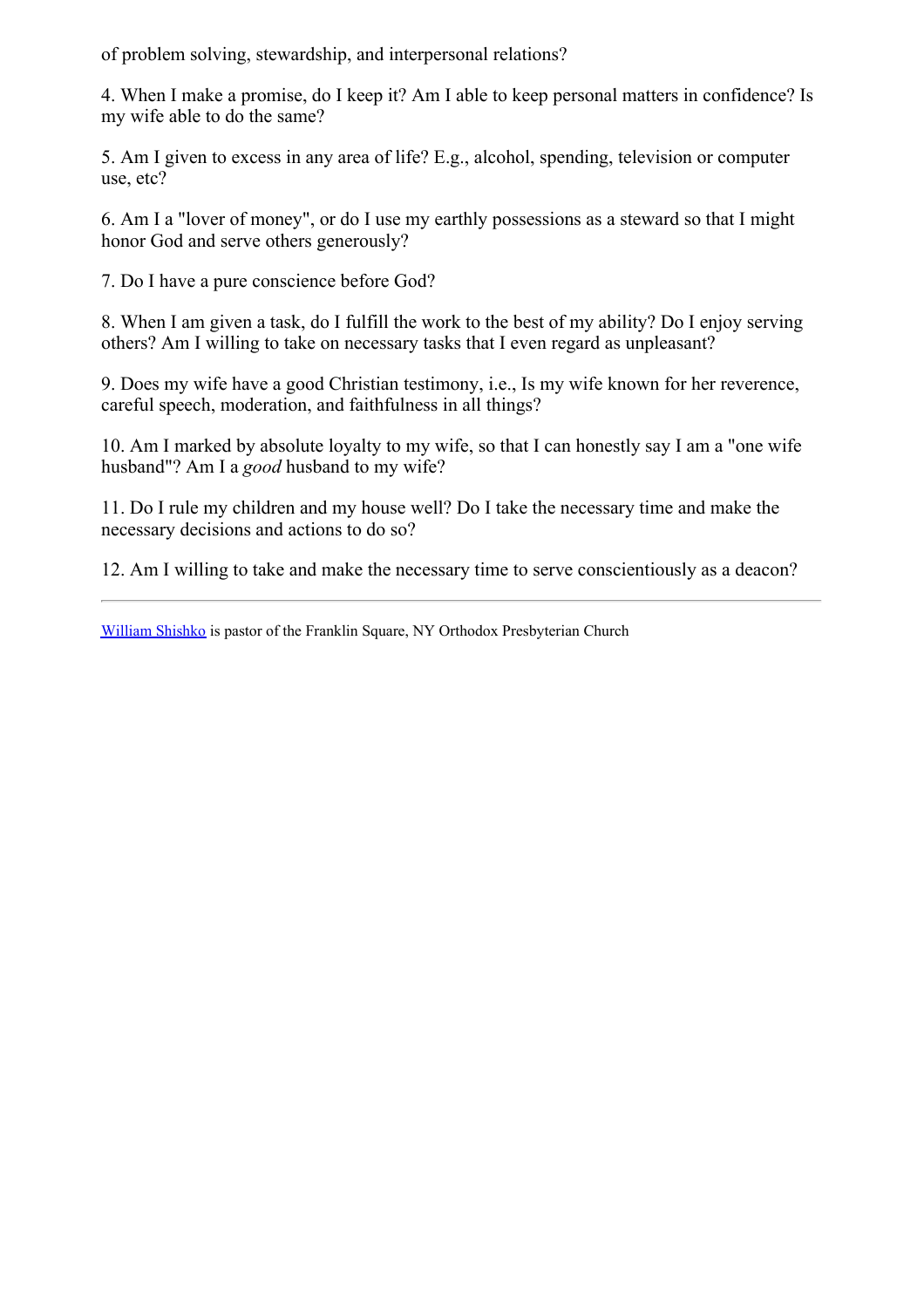of problem solving, stewardship, and interpersonal relations?

4. When I make a promise, do I keep it? Am I able to keep personal matters in confidence? Is my wife able to do the same?

5. Am I given to excess in any area of life? E.g., alcohol, spending, television or computer use, etc?

6. Am I a "lover of money", or do I use my earthly possessions as a steward so that I might honor God and serve others generously?

7. Do I have a pure conscience before God?

8. When I am given a task, do I fulfill the work to the best of my ability? Do I enjoy serving others? Am I willing to take on necessary tasks that I even regard as unpleasant?

9. Does my wife have a good Christian testimony, i.e., Is my wife known for her reverence, careful speech, moderation, and faithfulness in all things?

10. Am I marked by absolute loyalty to my wife, so that I can honestly say I am a "one wife husband"? Am I a *good* husband to my wife?

11. Do I rule my children and my house well? Do I take the necessary time and make the necessary decisions and actions to do so?

12. Am I willing to take and make the necessary time to serve conscientiously as a deacon?

---

William Shishko is pastor of the Franklin Square, NY Orthodox Presbyterian Church